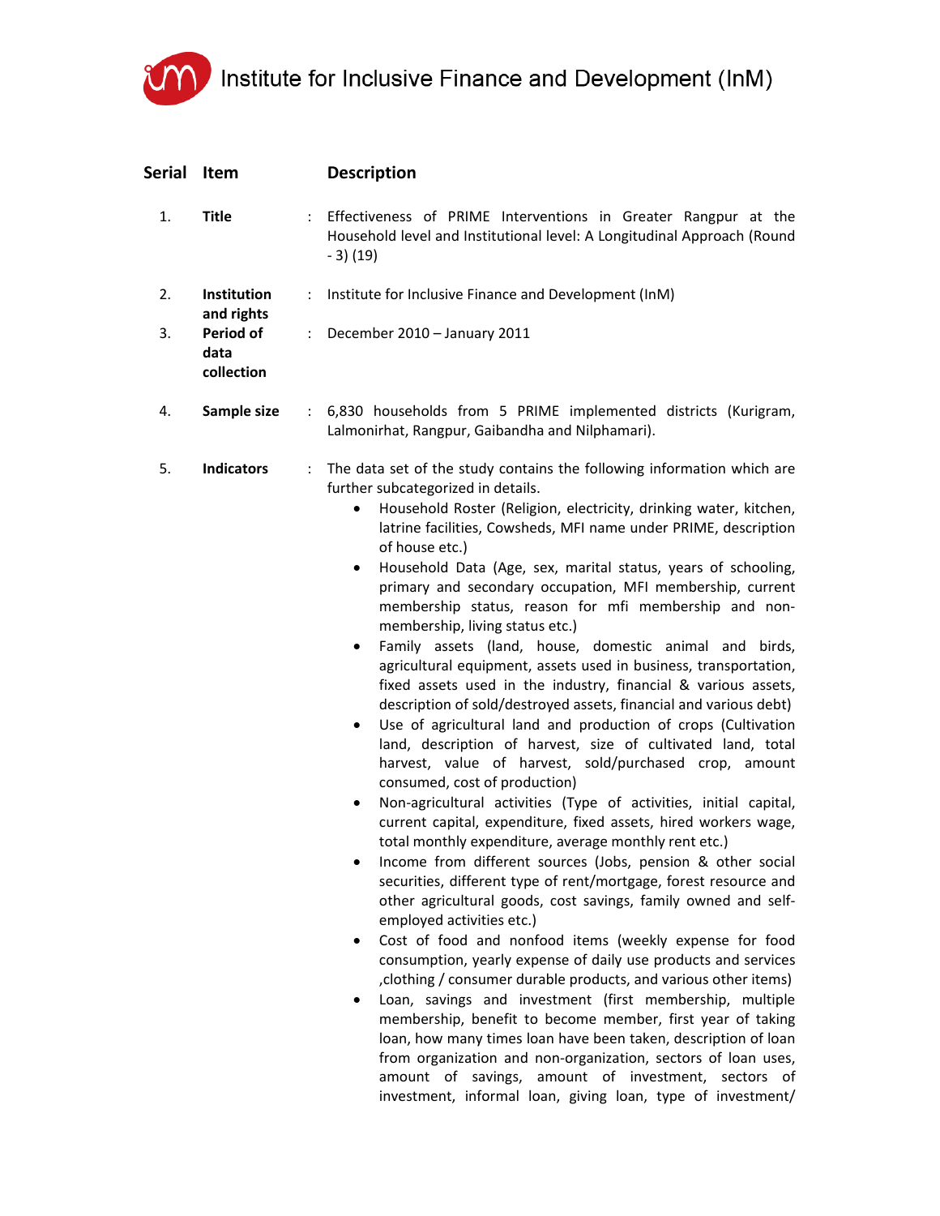# Institute for Inclusive Finance and Development (InM)

| Serial | Item | | Description |
|---|---|---|---|
| 1. | **Title** | : | Effectiveness of PRIME Interventions in Greater Rangpur at the Household level and Institutional level: A Longitudinal Approach (Round - 3) (19) |
| 2. | **Institution and rights** | : | Institute for Inclusive Finance and Development (InM) |
| 3. | **Period of data collection** | : | December 2010 – January 2011 |
| 4. | **Sample size** | : | 6,830 households from 5 PRIME implemented districts (Kurigram, Lalmonirhat, Rangpur, Gaibandha and Nilphamari). |
| 5. | **Indicators** | : | The data set of the study contains the following information which are further subcategorized in details. |

- Household Roster (Religion, electricity, drinking water, kitchen, latrine facilities, Cowsheds, MFI name under PRIME, description of house etc.)
- Household Data (Age, sex, marital status, years of schooling, primary and secondary occupation, MFI membership, current membership status, reason for mfi membership and non-membership, living status etc.)
- Family assets (land, house, domestic animal and birds, agricultural equipment, assets used in business, transportation, fixed assets used in the industry, financial & various assets, description of sold/destroyed assets, financial and various debt)
- Use of agricultural land and production of crops (Cultivation land, description of harvest, size of cultivated land, total harvest, value of harvest, sold/purchased crop, amount consumed, cost of production)
- Non-agricultural activities (Type of activities, initial capital, current capital, expenditure, fixed assets, hired workers wage, total monthly expenditure, average monthly rent etc.)
- Income from different sources (Jobs, pension & other social securities, different type of rent/mortgage, forest resource and other agricultural goods, cost savings, family owned and self-employed activities etc.)
- Cost of food and nonfood items (weekly expense for food consumption, yearly expense of daily use products and services ,clothing / consumer durable products, and various other items)
- Loan, savings and investment (first membership, multiple membership, benefit to become member, first year of taking loan, how many times loan have been taken, description of loan from organization and non-organization, sectors of loan uses, amount of savings, amount of investment, sectors of investment, informal loan, giving loan, type of investment/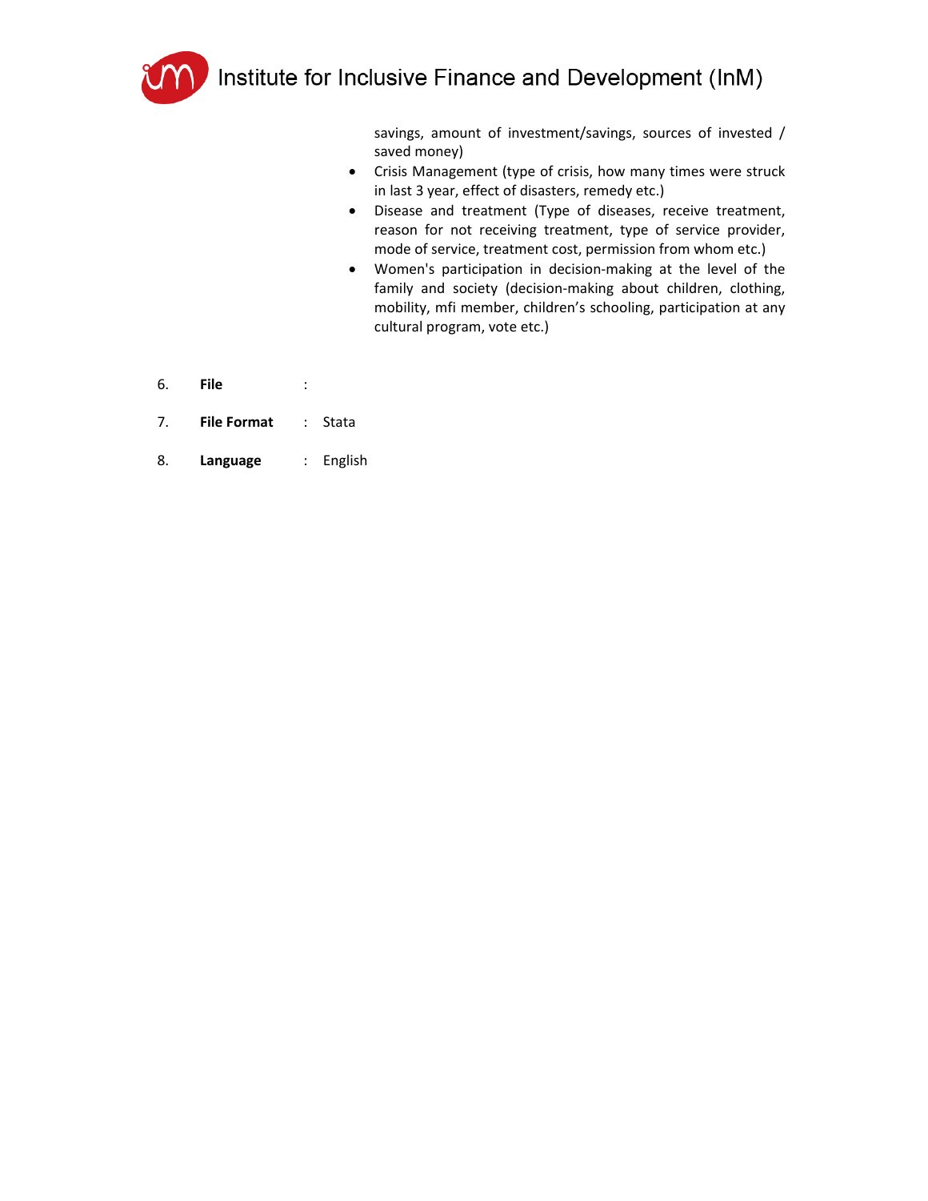savings, amount of investment/savings, sources of invested / saved money)

- Crisis Management (type of crisis, how many times were struck in last 3 year, effect of disasters, remedy etc.)
- Disease and treatment (Type of diseases, receive treatment, reason for not receiving treatment, type of service provider, mode of service, treatment cost, permission from whom etc.)
- Women's participation in decision-making at the level of the family and society (decision-making about children, clothing, mobility, mfi member, children's schooling, participation at any cultural program, vote etc.)

6. **File** :

7. **File Format** : Stata

8. **Language** : English